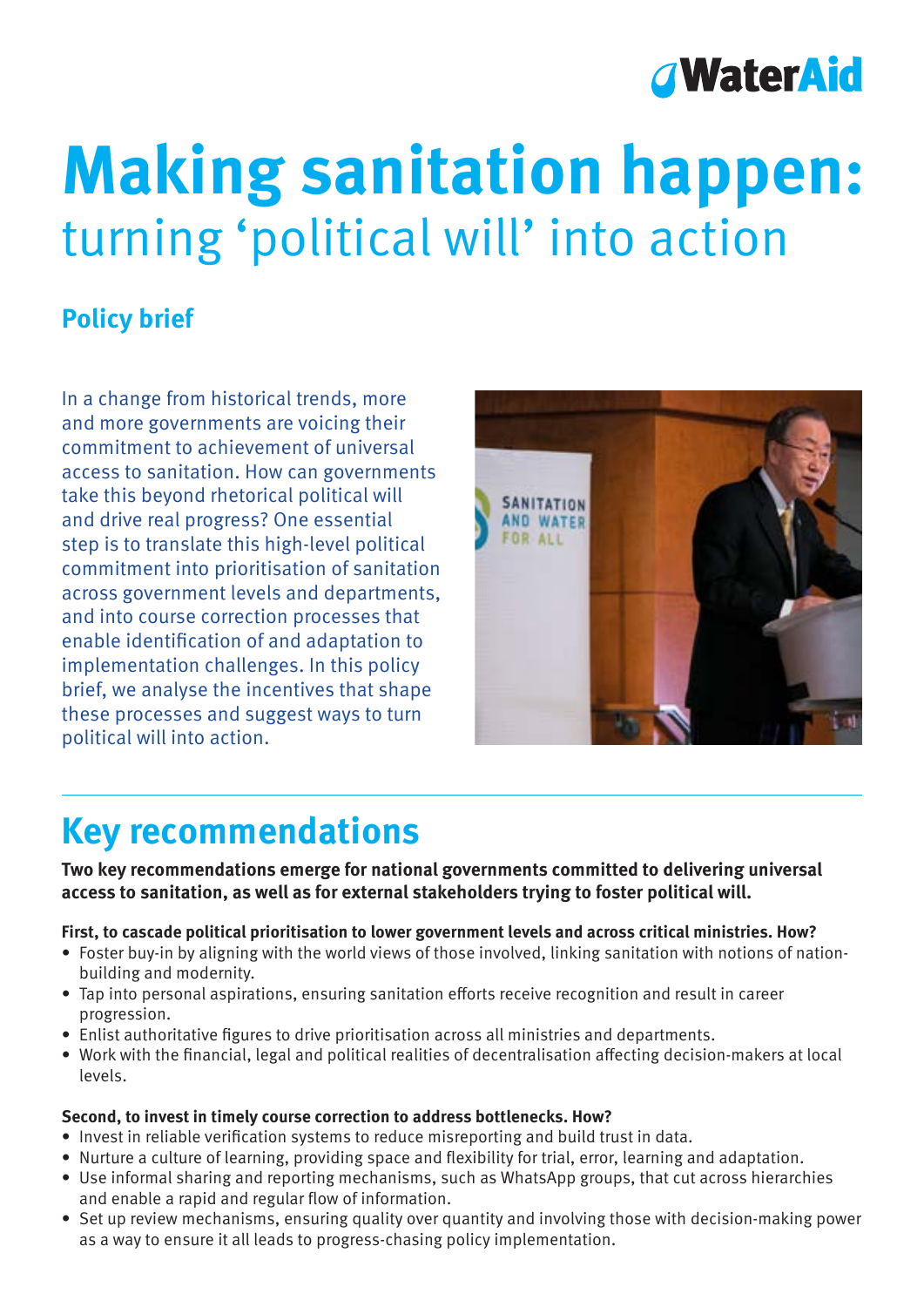# Making sanitation happen:

turning 'political will' into action

## Policy brief

In a change from historical trends, more and more governments are voicing their commitment to achievement of universal access to sanitation. How can governments take this beyond rhetorical political will and drive real progress? One essential step is to translate this high-level political commitment into prioritisation of sanitation across government levels and departments, and into course correction processes that enable identification of and adaptation to implementation challenges. In this policy brief, we analyse the incentives that shape these processes and suggest ways to turn political will into action.

## Key recommendations

**Two key recommendations emerge for national governments committed to delivering universal access to sanitation, as well as for external stakeholders trying to foster political will.**

**First, to cascade political prioritisation to lower government levels and across critical ministries. How?**

- Foster buy-in by aligning with the world views of those involved, linking sanitation with notions of nation-building and modernity.
- Tap into personal aspirations, ensuring sanitation efforts receive recognition and result in career progression.
- Enlist authoritative figures to drive prioritisation across all ministries and departments.
- Work with the financial, legal and political realities of decentralisation affecting decision-makers at local levels.

**Second, to invest in timely course correction to address bottlenecks. How?**

- Invest in reliable verification systems to reduce misreporting and build trust in data.
- Nurture a culture of learning, providing space and flexibility for trial, error, learning and adaptation.
- Use informal sharing and reporting mechanisms, such as WhatsApp groups, that cut across hierarchies and enable a rapid and regular flow of information.
- Set up review mechanisms, ensuring quality over quantity and involving those with decision-making power as a way to ensure it all leads to progress-chasing policy implementation.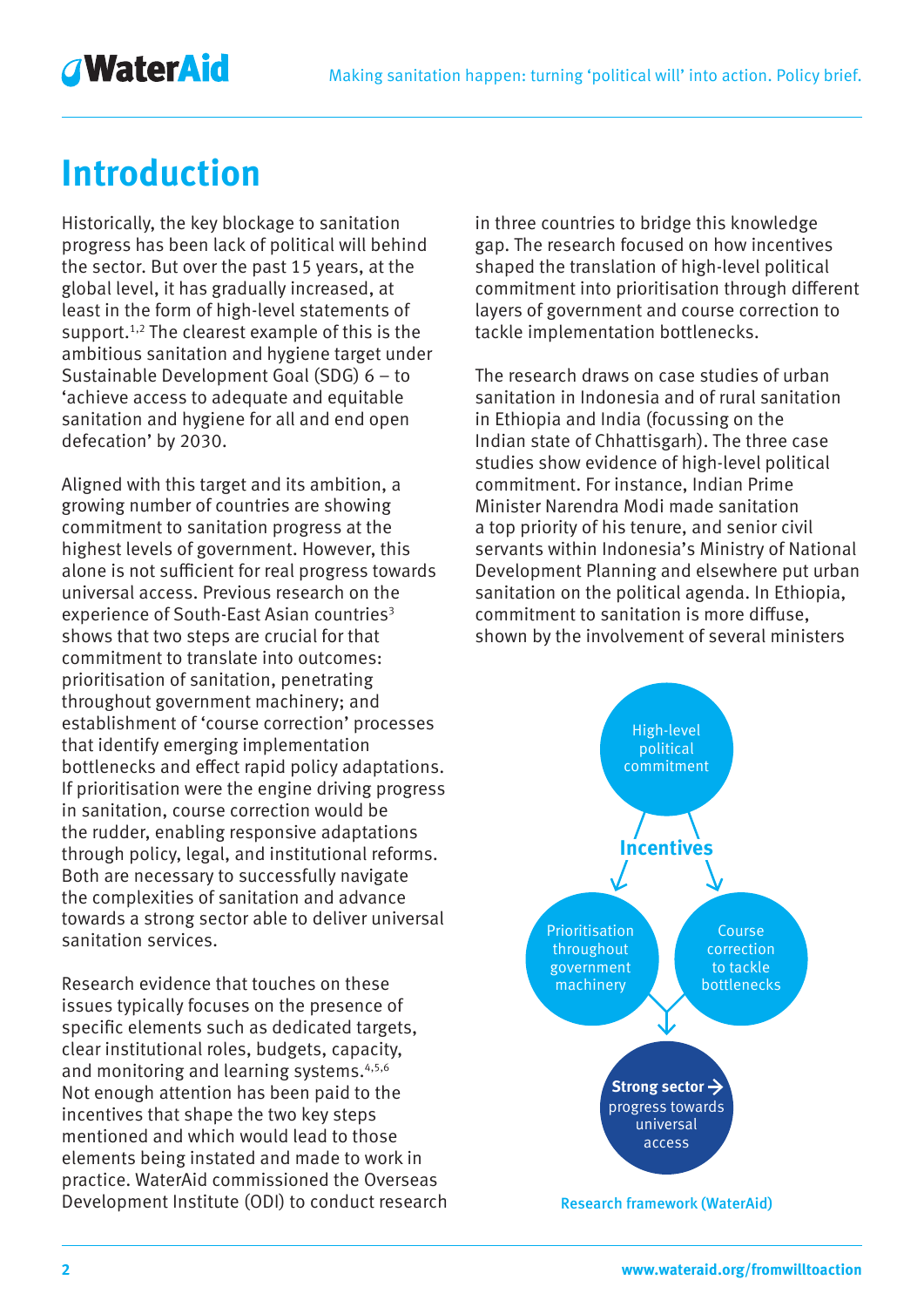# Introduction

Historically, the key blockage to sanitation progress has been lack of political will behind the sector. But over the past 15 years, at the global level, it has gradually increased, at least in the form of high-level statements of support.[1,2] The clearest example of this is the ambitious sanitation and hygiene target under Sustainable Development Goal (SDG) 6 – to 'achieve access to adequate and equitable sanitation and hygiene for all and end open defecation' by 2030.

Aligned with this target and its ambition, a growing number of countries are showing commitment to sanitation progress at the highest levels of government. However, this alone is not sufficient for real progress towards universal access. Previous research on the experience of South-East Asian countries[3] shows that two steps are crucial for that commitment to translate into outcomes: prioritisation of sanitation, penetrating throughout government machinery; and establishment of 'course correction' processes that identify emerging implementation bottlenecks and effect rapid policy adaptations. If prioritisation were the engine driving progress in sanitation, course correction would be the rudder, enabling responsive adaptations through policy, legal, and institutional reforms. Both are necessary to successfully navigate the complexities of sanitation and advance towards a strong sector able to deliver universal sanitation services.

Research evidence that touches on these issues typically focuses on the presence of specific elements such as dedicated targets, clear institutional roles, budgets, capacity, and monitoring and learning systems.[4,5,6] Not enough attention has been paid to the incentives that shape the two key steps mentioned and which would lead to those elements being instated and made to work in practice. WaterAid commissioned the Overseas Development Institute (ODI) to conduct research in three countries to bridge this knowledge gap. The research focused on how incentives shaped the translation of high-level political commitment into prioritisation through different layers of government and course correction to tackle implementation bottlenecks.

The research draws on case studies of urban sanitation in Indonesia and of rural sanitation in Ethiopia and India (focussing on the Indian state of Chhattisgarh). The three case studies show evidence of high-level political commitment. For instance, Indian Prime Minister Narendra Modi made sanitation a top priority of his tenure, and senior civil servants within Indonesia's Ministry of National Development Planning and elsewhere put urban sanitation on the political agenda. In Ethiopia, commitment to sanitation is more diffuse, shown by the involvement of several ministers

High-level political commitment → **Incentives** → Prioritisation throughout government machinery / Course correction to tackle bottlenecks → **Strong sector →** progress towards universal access

Research framework (WaterAid)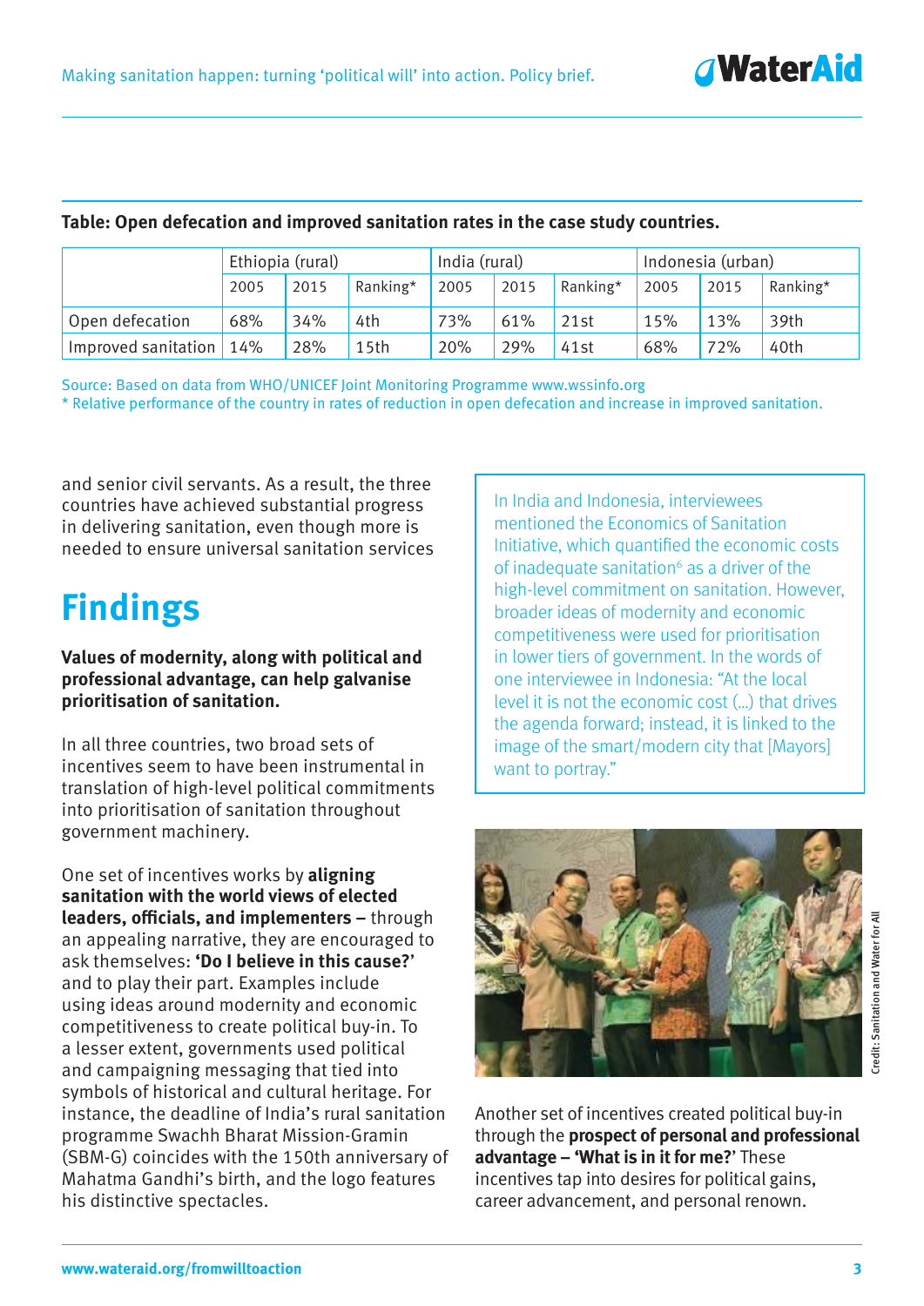**Table: Open defecation and improved sanitation rates in the case study countries.**

| | Ethiopia (rural) | | | India (rural) | | | Indonesia (urban) | | |
|---|---|---|---|---|---|---|---|---|---|
| | 2005 | 2015 | Ranking* | 2005 | 2015 | Ranking* | 2005 | 2015 | Ranking* |
| Open defecation | 68% | 34% | 4th | 73% | 61% | 21st | 15% | 13% | 39th |
| Improved sanitation | 14% | 28% | 15th | 20% | 29% | 41st | 68% | 72% | 40th |

Source: Based on data from WHO/UNICEF Joint Monitoring Programme www.wssinfo.org
* Relative performance of the country in rates of reduction in open defecation and increase in improved sanitation.

and senior civil servants. As a result, the three countries have achieved substantial progress in delivering sanitation, even though more is needed to ensure universal sanitation services

# Findings

**Values of modernity, along with political and professional advantage, can help galvanise prioritisation of sanitation.**

In all three countries, two broad sets of incentives seem to have been instrumental in translation of high-level political commitments into prioritisation of sanitation throughout government machinery.

One set of incentives works by **aligning sanitation with the world views of elected leaders, officials, and implementers –** through an appealing narrative, they are encouraged to ask themselves: **'Do I believe in this cause?'** and to play their part. Examples include using ideas around modernity and economic competitiveness to create political buy-in. To a lesser extent, governments used political and campaigning messaging that tied into symbols of historical and cultural heritage. For instance, the deadline of India's rural sanitation programme Swachh Bharat Mission-Gramin (SBM-G) coincides with the 150th anniversary of Mahatma Gandhi's birth, and the logo features his distinctive spectacles.

> In India and Indonesia, interviewees mentioned the Economics of Sanitation Initiative, which quantified the economic costs of inadequate sanitation[6] as a driver of the high-level commitment on sanitation. However, broader ideas of modernity and economic competitiveness were used for prioritisation in lower tiers of government. In the words of one interviewee in Indonesia: "At the local level it is not the economic cost (...) that drives the agenda forward; instead, it is linked to the image of the smart/modern city that [Mayors] want to portray."

Credit: Sanitation and Water for All

Another set of incentives created political buy-in through the **prospect of personal and professional advantage – 'What is in it for me?'** These incentives tap into desires for political gains, career advancement, and personal renown.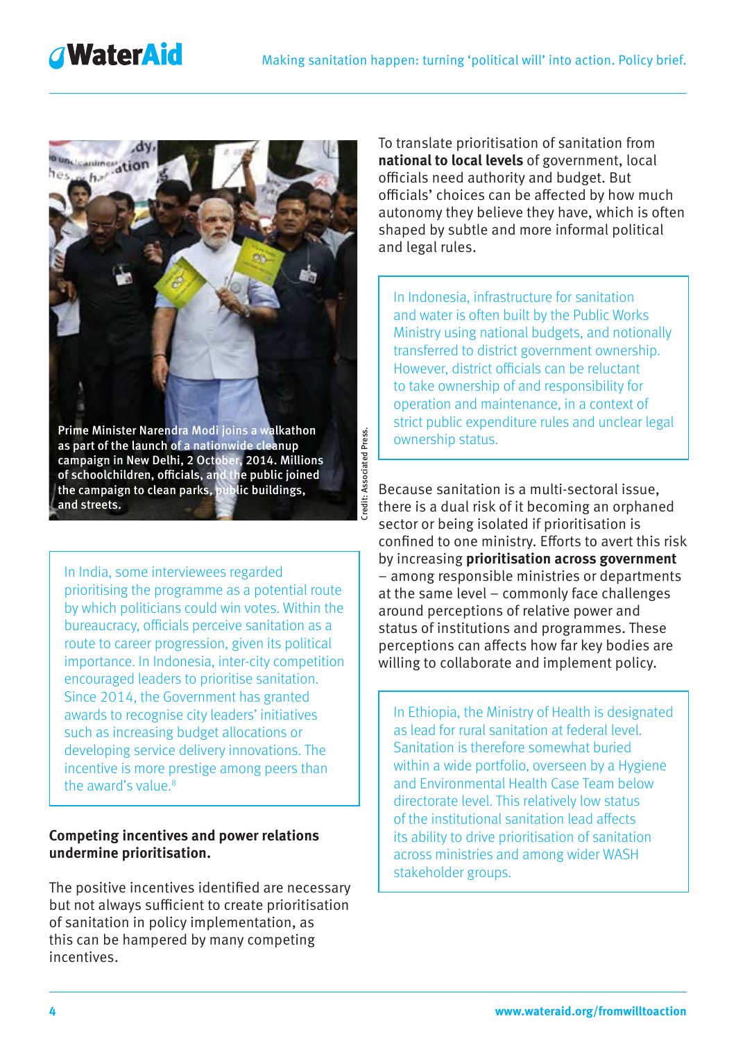Prime Minister Narendra Modi joins a walkathon as part of the launch of a nationwide cleanup campaign in New Delhi, 2 October, 2014. Millions of schoolchildren, officials, and the public joined the campaign to clean parks, public buildings, and streets.

Credit: Associated Press.

In India, some interviewees regarded prioritising the programme as a potential route by which politicians could win votes. Within the bureaucracy, officials perceive sanitation as a route to career progression, given its political importance. In Indonesia, inter-city competition encouraged leaders to prioritise sanitation. Since 2014, the Government has granted awards to recognise city leaders' initiatives such as increasing budget allocations or developing service delivery innovations. The incentive is more prestige among peers than the award's value.[8]

**Competing incentives and power relations undermine prioritisation.**

The positive incentives identified are necessary but not always sufficient to create prioritisation of sanitation in policy implementation, as this can be hampered by many competing incentives.

To translate prioritisation of sanitation from **national to local levels** of government, local officials need authority and budget. But officials' choices can be affected by how much autonomy they believe they have, which is often shaped by subtle and more informal political and legal rules.

In Indonesia, infrastructure for sanitation and water is often built by the Public Works Ministry using national budgets, and notionally transferred to district government ownership. However, district officials can be reluctant to take ownership of and responsibility for operation and maintenance, in a context of strict public expenditure rules and unclear legal ownership status.

Because sanitation is a multi-sectoral issue, there is a dual risk of it becoming an orphaned sector or being isolated if prioritisation is confined to one ministry. Efforts to avert this risk by increasing **prioritisation across government** – among responsible ministries or departments at the same level – commonly face challenges around perceptions of relative power and status of institutions and programmes. These perceptions can affects how far key bodies are willing to collaborate and implement policy.

In Ethiopia, the Ministry of Health is designated as lead for rural sanitation at federal level. Sanitation is therefore somewhat buried within a wide portfolio, overseen by a Hygiene and Environmental Health Case Team below directorate level. This relatively low status of the institutional sanitation lead affects its ability to drive prioritisation of sanitation across ministries and among wider WASH stakeholder groups.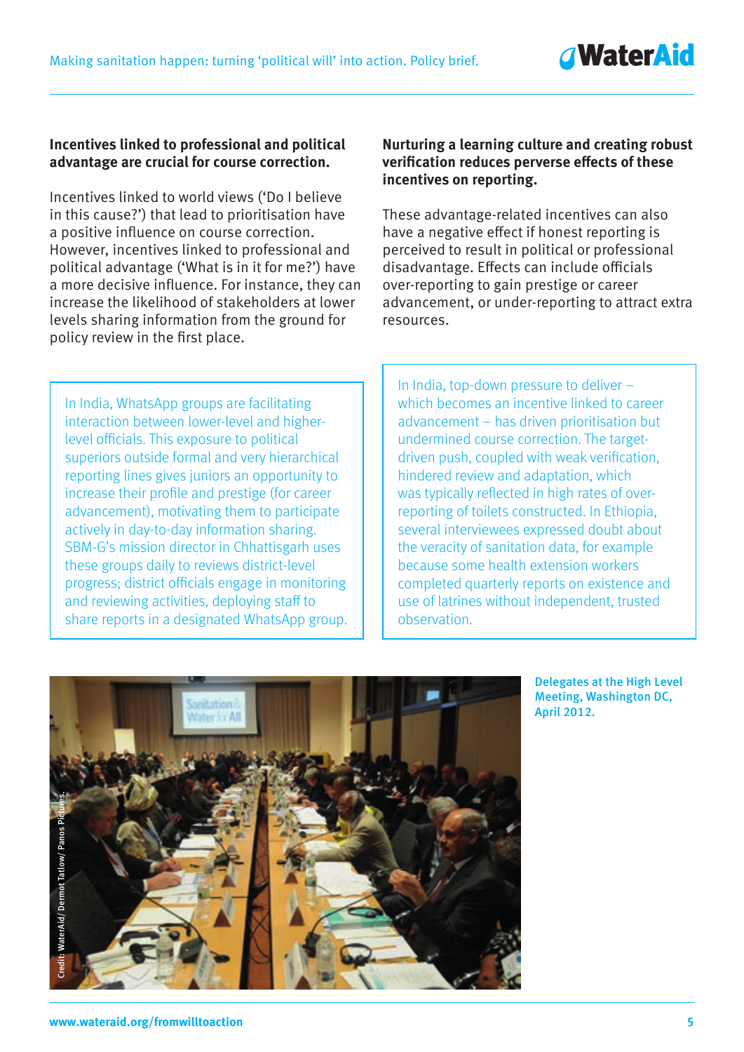**Incentives linked to professional and political advantage are crucial for course correction.**

Incentives linked to world views ('Do I believe in this cause?') that lead to prioritisation have a positive influence on course correction. However, incentives linked to professional and political advantage ('What is in it for me?') have a more decisive influence. For instance, they can increase the likelihood of stakeholders at lower levels sharing information from the ground for policy review in the first place.

> In India, WhatsApp groups are facilitating interaction between lower-level and higher-level officials. This exposure to political superiors outside formal and very hierarchical reporting lines gives juniors an opportunity to increase their profile and prestige (for career advancement), motivating them to participate actively in day-to-day information sharing. SBM-G's mission director in Chhattisgarh uses these groups daily to reviews district-level progress; district officials engage in monitoring and reviewing activities, deploying staff to share reports in a designated WhatsApp group.

**Nurturing a learning culture and creating robust verification reduces perverse effects of these incentives on reporting.**

These advantage-related incentives can also have a negative effect if honest reporting is perceived to result in political or professional disadvantage. Effects can include officials over-reporting to gain prestige or career advancement, or under-reporting to attract extra resources.

> In India, top-down pressure to deliver – which becomes an incentive linked to career advancement – has driven prioritisation but undermined course correction. The target-driven push, coupled with weak verification, hindered review and adaptation, which was typically reflected in high rates of over-reporting of toilets constructed. In Ethiopia, several interviewees expressed doubt about the veracity of sanitation data, for example because some health extension workers completed quarterly reports on existence and use of latrines without independent, trusted observation.

Credit: WaterAid/ Dermot Tatlow/ Panos Pictures.

**Delegates at the High Level Meeting, Washington DC, April 2012.**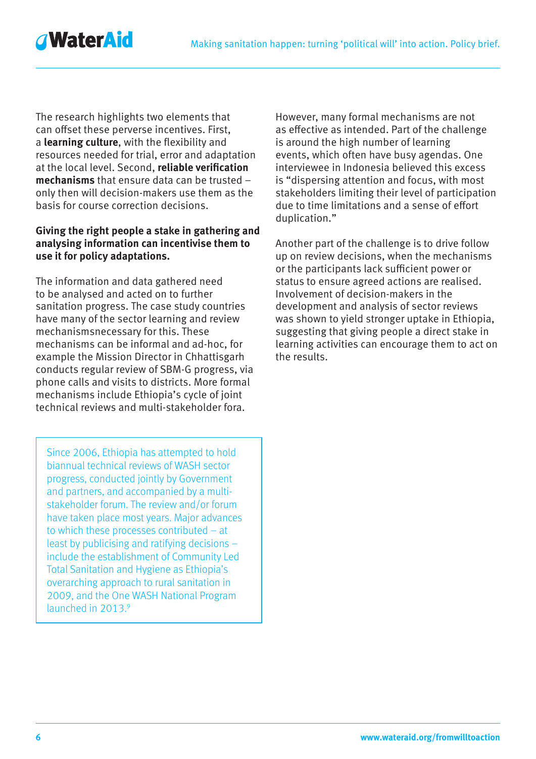The research highlights two elements that can offset these perverse incentives. First, a **learning culture**, with the flexibility and resources needed for trial, error and adaptation at the local level. Second, **reliable verification mechanisms** that ensure data can be trusted – only then will decision-makers use them as the basis for course correction decisions.

**Giving the right people a stake in gathering and analysing information can incentivise them to use it for policy adaptations.**

The information and data gathered need to be analysed and acted on to further sanitation progress. The case study countries have many of the sector learning and review mechanismsnecessary for this. These mechanisms can be informal and ad-hoc, for example the Mission Director in Chhattisgarh conducts regular review of SBM-G progress, via phone calls and visits to districts. More formal mechanisms include Ethiopia's cycle of joint technical reviews and multi-stakeholder fora.

> Since 2006, Ethiopia has attempted to hold biannual technical reviews of WASH sector progress, conducted jointly by Government and partners, and accompanied by a multi-stakeholder forum. The review and/or forum have taken place most years. Major advances to which these processes contributed – at least by publicising and ratifying decisions – include the establishment of Community Led Total Sanitation and Hygiene as Ethiopia's overarching approach to rural sanitation in 2009, and the One WASH National Program launched in 2013.[9]

However, many formal mechanisms are not as effective as intended. Part of the challenge is around the high number of learning events, which often have busy agendas. One interviewee in Indonesia believed this excess is "dispersing attention and focus, with most stakeholders limiting their level of participation due to time limitations and a sense of effort duplication."

Another part of the challenge is to drive follow up on review decisions, when the mechanisms or the participants lack sufficient power or status to ensure agreed actions are realised. Involvement of decision-makers in the development and analysis of sector reviews was shown to yield stronger uptake in Ethiopia, suggesting that giving people a direct stake in learning activities can encourage them to act on the results.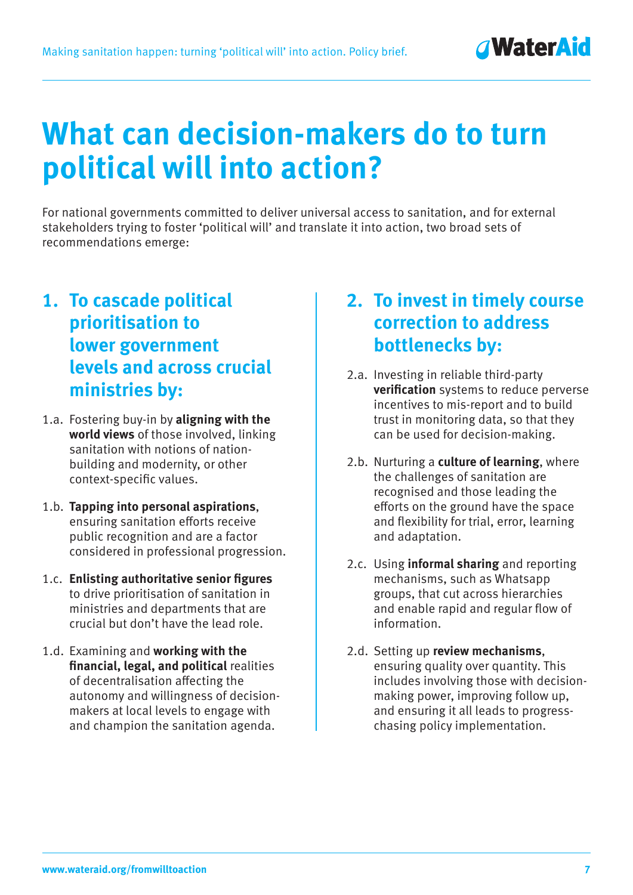# What can decision-makers do to turn political will into action?

For national governments committed to deliver universal access to sanitation, and for external stakeholders trying to foster 'political will' and translate it into action, two broad sets of recommendations emerge:

## 1. To cascade political prioritisation to lower government levels and across crucial ministries by:

1.a. Fostering buy-in by **aligning with the world views** of those involved, linking sanitation with notions of nation-building and modernity, or other context-specific values.

1.b. **Tapping into personal aspirations**, ensuring sanitation efforts receive public recognition and are a factor considered in professional progression.

1.c. **Enlisting authoritative senior figures** to drive prioritisation of sanitation in ministries and departments that are crucial but don't have the lead role.

1.d. Examining and **working with the financial, legal, and political** realities of decentralisation affecting the autonomy and willingness of decision-makers at local levels to engage with and champion the sanitation agenda.

## 2. To invest in timely course correction to address bottlenecks by:

2.a. Investing in reliable third-party **verification** systems to reduce perverse incentives to mis-report and to build trust in monitoring data, so that they can be used for decision-making.

2.b. Nurturing a **culture of learning**, where the challenges of sanitation are recognised and those leading the efforts on the ground have the space and flexibility for trial, error, learning and adaptation.

2.c. Using **informal sharing** and reporting mechanisms, such as Whatsapp groups, that cut across hierarchies and enable rapid and regular flow of information.

2.d. Setting up **review mechanisms**, ensuring quality over quantity. This includes involving those with decision-making power, improving follow up, and ensuring it all leads to progress-chasing policy implementation.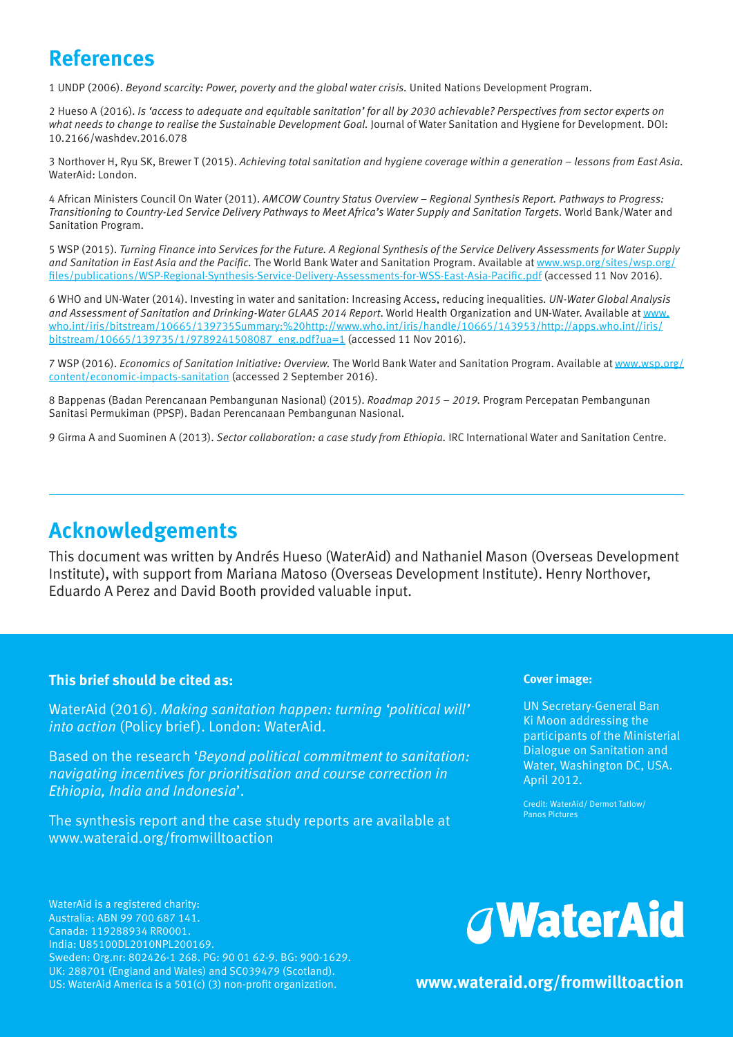## References

1 UNDP (2006). *Beyond scarcity: Power, poverty and the global water crisis.* United Nations Development Program.

2 Hueso A (2016). *Is 'access to adequate and equitable sanitation' for all by 2030 achievable? Perspectives from sector experts on what needs to change to realise the Sustainable Development Goal.* Journal of Water Sanitation and Hygiene for Development. DOI: 10.2166/washdev.2016.078

3 Northover H, Ryu SK, Brewer T (2015). *Achieving total sanitation and hygiene coverage within a generation – lessons from East Asia.* WaterAid: London.

4 African Ministers Council On Water (2011). *AMCOW Country Status Overview – Regional Synthesis Report. Pathways to Progress: Transitioning to Country-Led Service Delivery Pathways to Meet Africa's Water Supply and Sanitation Targets.* World Bank/Water and Sanitation Program.

5 WSP (2015). *Turning Finance into Services for the Future. A Regional Synthesis of the Service Delivery Assessments for Water Supply and Sanitation in East Asia and the Pacific.* The World Bank Water and Sanitation Program. Available at www.wsp.org/sites/wsp.org/files/publications/WSP-Regional-Synthesis-Service-Delivery-Assessments-for-WSS-East-Asia-Pacific.pdf (accessed 11 Nov 2016).

6 WHO and UN-Water (2014). Investing in water and sanitation: Increasing Access, reducing inequalities. *UN-Water Global Analysis and Assessment of Sanitation and Drinking-Water GLAAS 2014 Report.* World Health Organization and UN-Water. Available at www.who.int/iris/bitstream/10665/139735Summary:%20http://www.who.int/iris/handle/10665/143953/http://apps.who.int//iris/bitstream/10665/139735/1/9789241508087_eng.pdf?ua=1 (accessed 11 Nov 2016).

7 WSP (2016). *Economics of Sanitation Initiative: Overview.* The World Bank Water and Sanitation Program. Available at www.wsp.org/content/economic-impacts-sanitation (accessed 2 September 2016).

8 Bappenas (Badan Perencanaan Pembangunan Nasional) (2015). *Roadmap 2015 – 2019.* Program Percepatan Pembangunan Sanitasi Permukiman (PPSP). Badan Perencanaan Pembangunan Nasional.

9 Girma A and Suominen A (2013). *Sector collaboration: a case study from Ethiopia.* IRC International Water and Sanitation Centre.

## Acknowledgements

This document was written by Andrés Hueso (WaterAid) and Nathaniel Mason (Overseas Development Institute), with support from Mariana Matoso (Overseas Development Institute). Henry Northover, Eduardo A Perez and David Booth provided valuable input.

**This brief should be cited as:**

WaterAid (2016). *Making sanitation happen: turning 'political will' into action* (Policy brief). London: WaterAid.

Based on the research '*Beyond political commitment to sanitation: navigating incentives for prioritisation and course correction in Ethiopia, India and Indonesia*'.

The synthesis report and the case study reports are available at www.wateraid.org/fromwilltoaction

**Cover image:**

UN Secretary-General Ban Ki Moon addressing the participants of the Ministerial Dialogue on Sanitation and Water, Washington DC, USA. April 2012.

Credit: WaterAid/ Dermot Tatlow/ Panos Pictures

WaterAid is a registered charity:
Australia: ABN 99 700 687 141.
Canada: 119288934 RR0001.
India: U85100DL2010NPL200169.
Sweden: Org.nr: 802426-1 268. PG: 90 01 62-9. BG: 900-1629.
UK: 288701 (England and Wales) and SC039479 (Scotland).
US: WaterAid America is a 501(c) (3) non-profit organization.

WaterAid

**www.wateraid.org/fromwilltoaction**